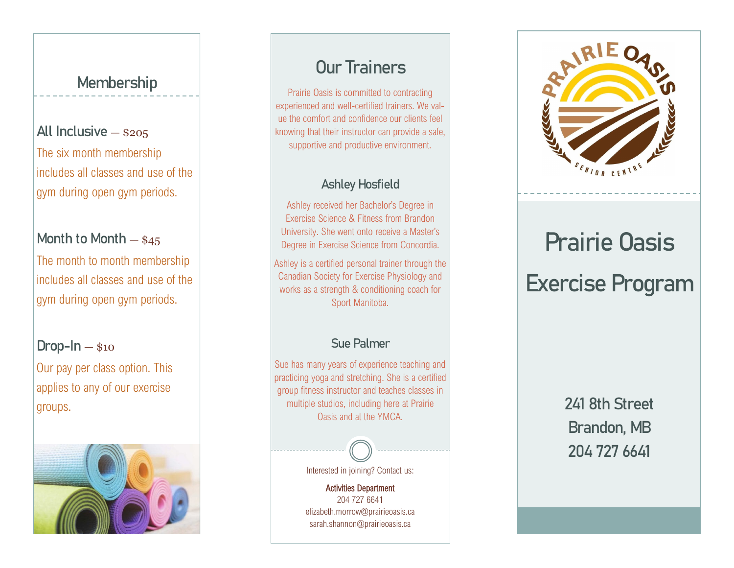## Membership

**All Inclusive** — $205

The six month membership includes all classes and use of the gym during open gym periods.

**Month to Month** — $45

The month to month membership includes all classes and use of the gym during open gym periods.

**Drop-In** — $10

Our pay per class option. This applies to any of our exercise groups.

## Our Trainers

Prairie Oasis is committed to contracting experienced and well-certified trainers. We value the comfort and confidence our clients feel knowing that their instructor can provide a safe, supportive and productive environment.

### Ashley Hosfield

Ashley received her Bachelor's Degree in Exercise Science & Fitness from Brandon University. She went onto receive a Master's Degree in Exercise Science from Concordia.

Ashley is a certified personal trainer through the Canadian Society for Exercise Physiology and works as a strength & conditioning coach for Sport Manitoba.

### Sue Palmer

Sue has many years of experience teaching and practicing yoga and stretching. She is a certified group fitness instructor and teaches classes in multiple studios, including here at Prairie Oasis and at the YMCA.

Interested in joining? Contact us:

**Activities Department**
204 727 6641
elizabeth.morrow@prairieoasis.ca
sarah.shannon@prairieoasis.ca

PRAIRIE OASIS SENIOR CENTRE

# Prairie Oasis Exercise Program

241 8th Street
Brandon, MB
204 727 6641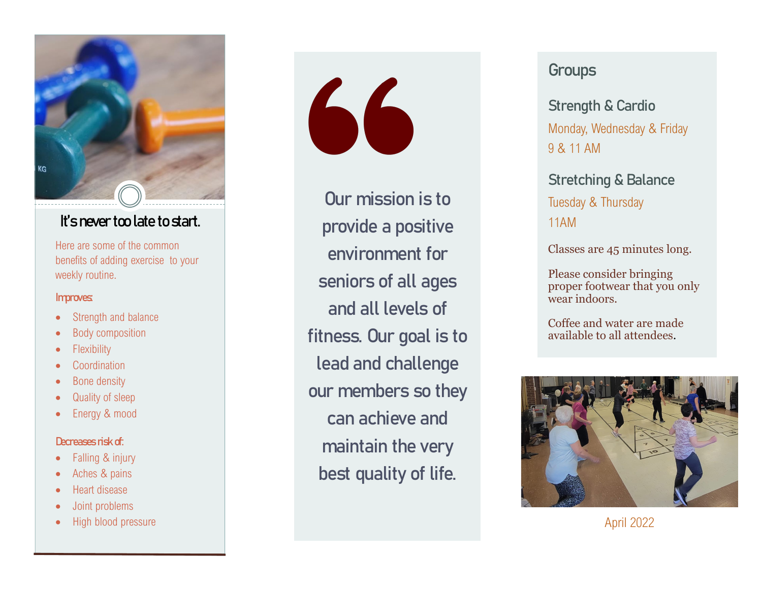## It's never too late to start.

Here are some of the common benefits of adding exercise to your weekly routine.

**Improves:**

- Strength and balance
- Body composition
- Flexibility
- Coordination
- Bone density
- Quality of sleep
- Energy & mood

**Decreases risk of:**

- Falling & injury
- Aches & pains
- Heart disease
- Joint problems
- High blood pressure

> Our mission is to provide a positive environment for seniors of all ages and all levels of fitness. Our goal is to lead and challenge our members so they can achieve and maintain the very best quality of life.

## Groups

### Strength & Cardio

Monday, Wednesday & Friday
9 & 11 AM

### Stretching & Balance

Tuesday & Thursday
11AM

Classes are 45 minutes long.

Please consider bringing proper footwear that you only wear indoors.

Coffee and water are made available to all attendees.

April 2022